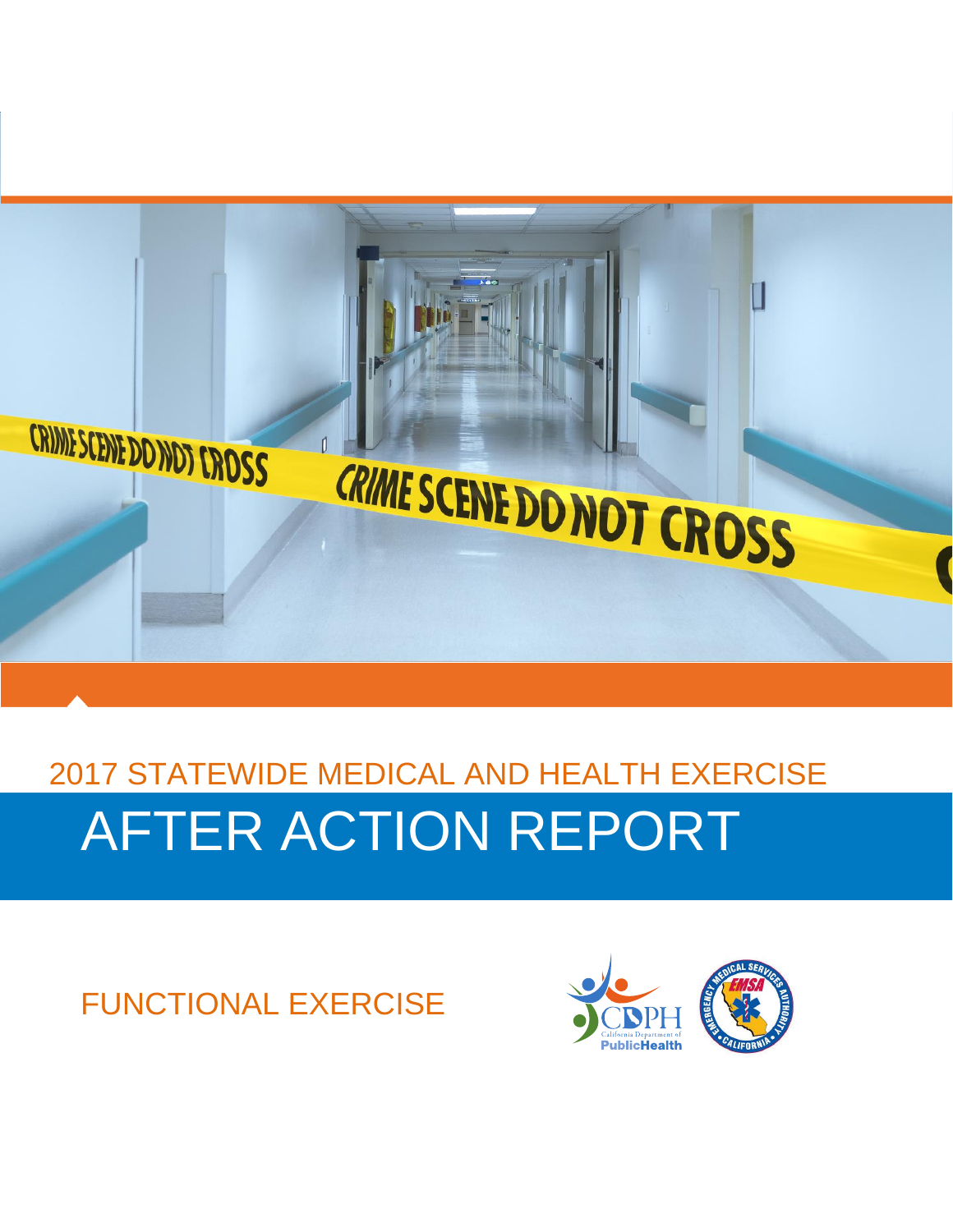2017 STATEWIDE MEDICAL AND HEALTH EXERCISE

# AFTER ACTION REPORT

FUNCTIONAL EXERCISE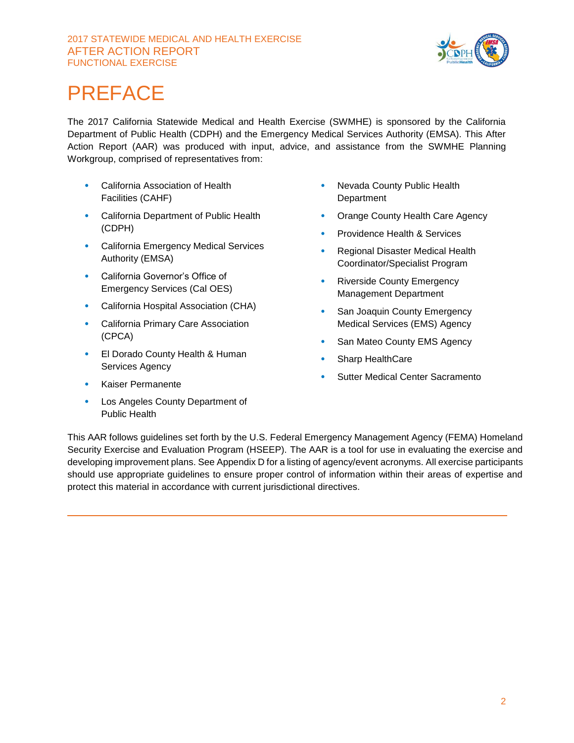# PREFACE

The 2017 California Statewide Medical and Health Exercise (SWMHE) is sponsored by the California Department of Public Health (CDPH) and the Emergency Medical Services Authority (EMSA). This After Action Report (AAR) was produced with input, advice, and assistance from the SWMHE Planning Workgroup, comprised of representatives from:

- California Association of Health Facilities (CAHF)
- California Department of Public Health (CDPH)
- California Emergency Medical Services Authority (EMSA)
- California Governor's Office of Emergency Services (Cal OES)
- California Hospital Association (CHA)
- California Primary Care Association (CPCA)
- El Dorado County Health & Human Services Agency
- Kaiser Permanente
- Los Angeles County Department of Public Health
- Nevada County Public Health Department
- Orange County Health Care Agency
- Providence Health & Services
- Regional Disaster Medical Health Coordinator/Specialist Program
- Riverside County Emergency Management Department
- San Joaquin County Emergency Medical Services (EMS) Agency
- San Mateo County EMS Agency
- Sharp HealthCare
- Sutter Medical Center Sacramento

This AAR follows guidelines set forth by the U.S. Federal Emergency Management Agency (FEMA) Homeland Security Exercise and Evaluation Program (HSEEP). The AAR is a tool for use in evaluating the exercise and developing improvement plans. See Appendix D for a listing of agency/event acronyms. All exercise participants should use appropriate guidelines to ensure proper control of information within their areas of expertise and protect this material in accordance with current jurisdictional directives.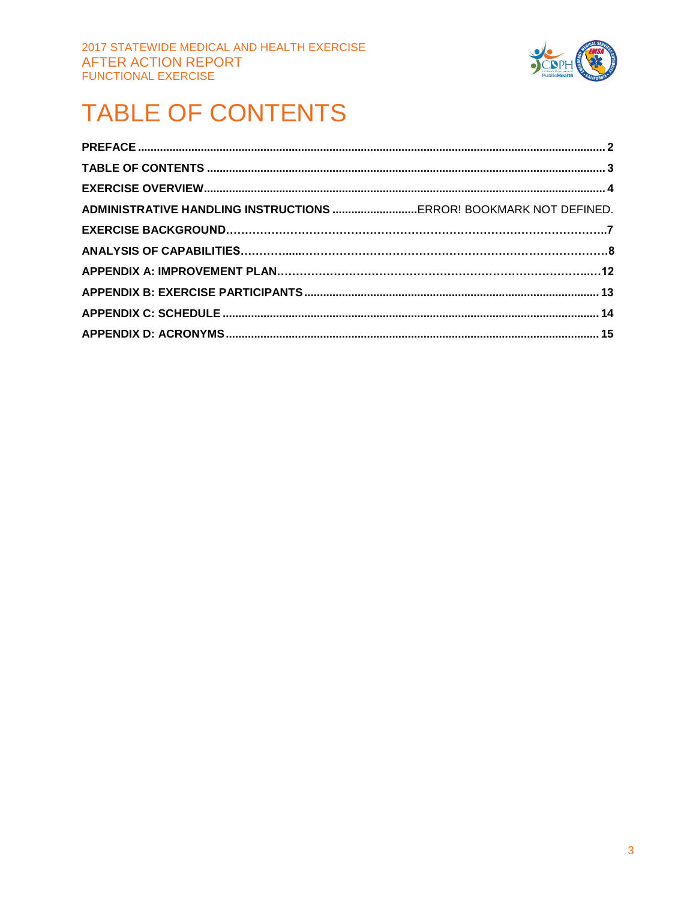# TABLE OF CONTENTS

**PREFACE** .......... **2**

**TABLE OF CONTENTS** .......... **3**

**EXERCISE OVERVIEW**.......... **4**

**ADMINISTRATIVE HANDLING INSTRUCTIONS** ..........ERROR! BOOKMARK NOT DEFINED.

**EXERCISE BACKGROUND**.......... **7**

**ANALYSIS OF CAPABILITIES**.......... **8**

**APPENDIX A: IMPROVEMENT PLAN**.......... **12**

**APPENDIX B: EXERCISE PARTICIPANTS** .......... **13**

**APPENDIX C: SCHEDULE** .......... **14**

**APPENDIX D: ACRONYMS** .......... **15**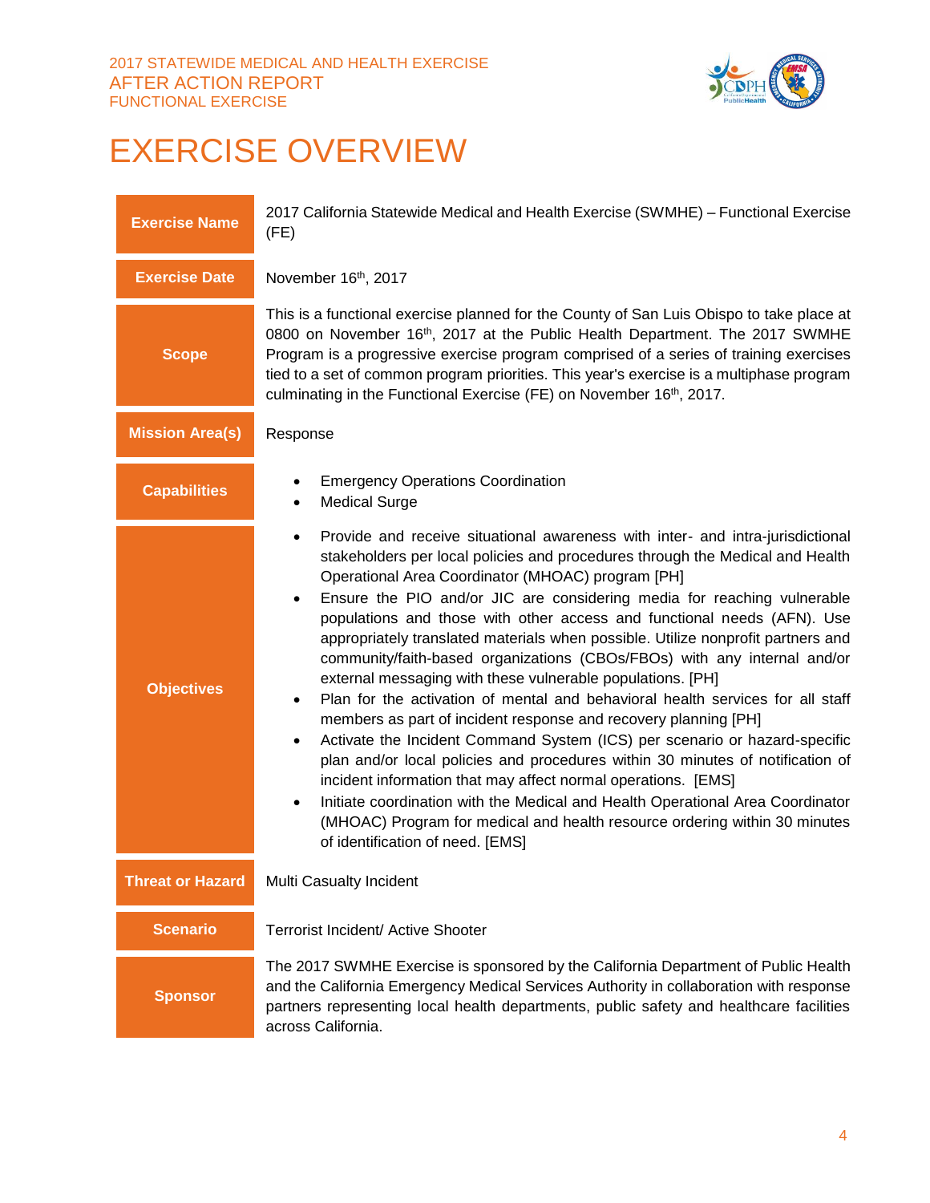# EXERCISE OVERVIEW

| | |
|---|---|
| **Exercise Name** | 2017 California Statewide Medical and Health Exercise (SWMHE) – Functional Exercise (FE) |
| **Exercise Date** | November 16th, 2017 |
| **Scope** | This is a functional exercise planned for the County of San Luis Obispo to take place at 0800 on November 16th, 2017 at the Public Health Department. The 2017 SWMHE Program is a progressive exercise program comprised of a series of training exercises tied to a set of common program priorities. This year's exercise is a multiphase program culminating in the Functional Exercise (FE) on November 16th, 2017. |
| **Mission Area(s)** | Response |
| **Capabilities** | • Emergency Operations Coordination<br>• Medical Surge |
| **Objectives** | • Provide and receive situational awareness with inter- and intra-jurisdictional stakeholders per local policies and procedures through the Medical and Health Operational Area Coordinator (MHOAC) program [PH]<br>• Ensure the PIO and/or JIC are considering media for reaching vulnerable populations and those with other access and functional needs (AFN). Use appropriately translated materials when possible. Utilize nonprofit partners and community/faith-based organizations (CBOs/FBOs) with any internal and/or external messaging with these vulnerable populations. [PH]<br>• Plan for the activation of mental and behavioral health services for all staff members as part of incident response and recovery planning [PH]<br>• Activate the Incident Command System (ICS) per scenario or hazard-specific plan and/or local policies and procedures within 30 minutes of notification of incident information that may affect normal operations. [EMS]<br>• Initiate coordination with the Medical and Health Operational Area Coordinator (MHOAC) Program for medical and health resource ordering within 30 minutes of identification of need. [EMS] |
| **Threat or Hazard** | Multi Casualty Incident |
| **Scenario** | Terrorist Incident/ Active Shooter |
| **Sponsor** | The 2017 SWMHE Exercise is sponsored by the California Department of Public Health and the California Emergency Medical Services Authority in collaboration with response partners representing local health departments, public safety and healthcare facilities across California. |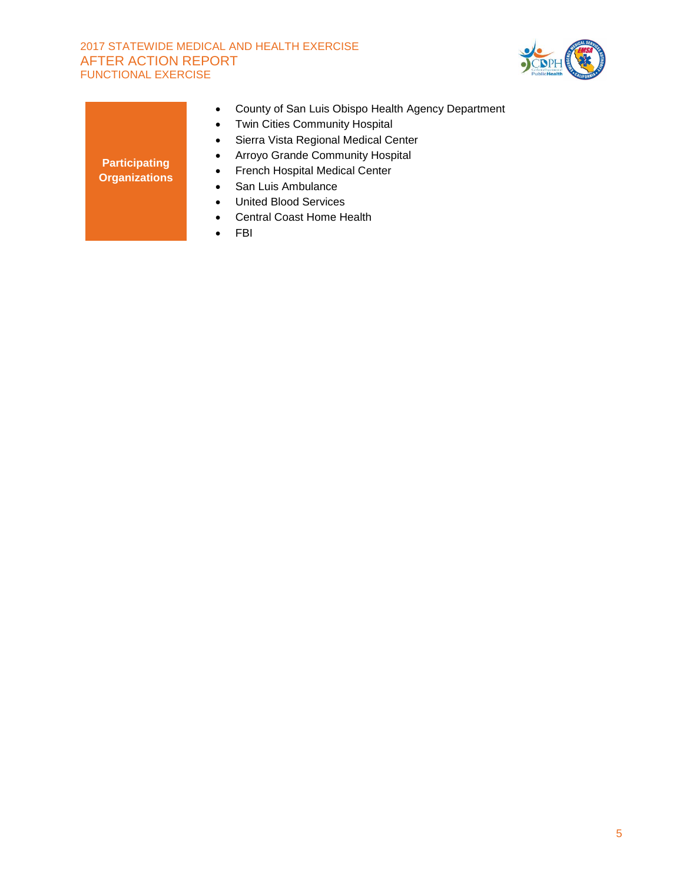| Participating Organizations | • County of San Luis Obispo Health Agency Department<br>• Twin Cities Community Hospital<br>• Sierra Vista Regional Medical Center<br>• Arroyo Grande Community Hospital<br>• French Hospital Medical Center<br>• San Luis Ambulance<br>• United Blood Services<br>• Central Coast Home Health<br>• FBI |
|---|---|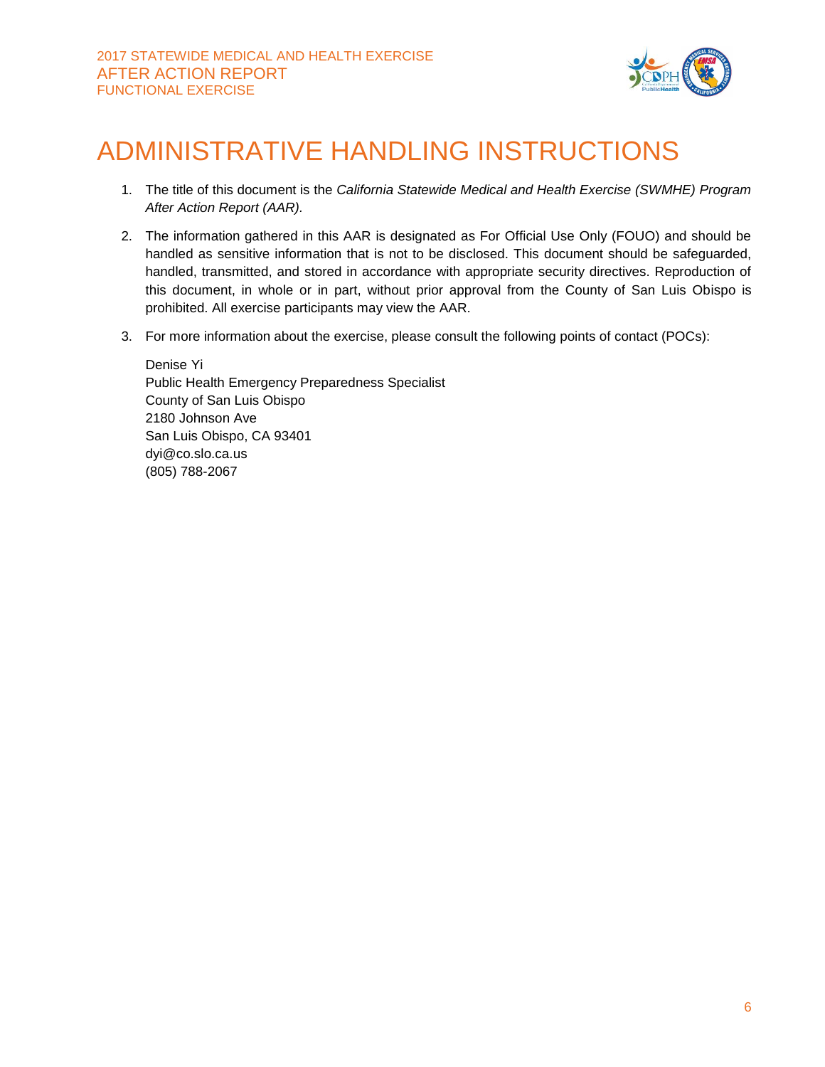# ADMINISTRATIVE HANDLING INSTRUCTIONS

1. The title of this document is the *California Statewide Medical and Health Exercise (SWMHE) Program After Action Report (AAR).*

2. The information gathered in this AAR is designated as For Official Use Only (FOUO) and should be handled as sensitive information that is not to be disclosed. This document should be safeguarded, handled, transmitted, and stored in accordance with appropriate security directives. Reproduction of this document, in whole or in part, without prior approval from the County of San Luis Obispo is prohibited. All exercise participants may view the AAR.

3. For more information about the exercise, please consult the following points of contact (POCs):

   Denise Yi
   Public Health Emergency Preparedness Specialist
   County of San Luis Obispo
   2180 Johnson Ave
   San Luis Obispo, CA 93401
   dyi@co.slo.ca.us
   (805) 788-2067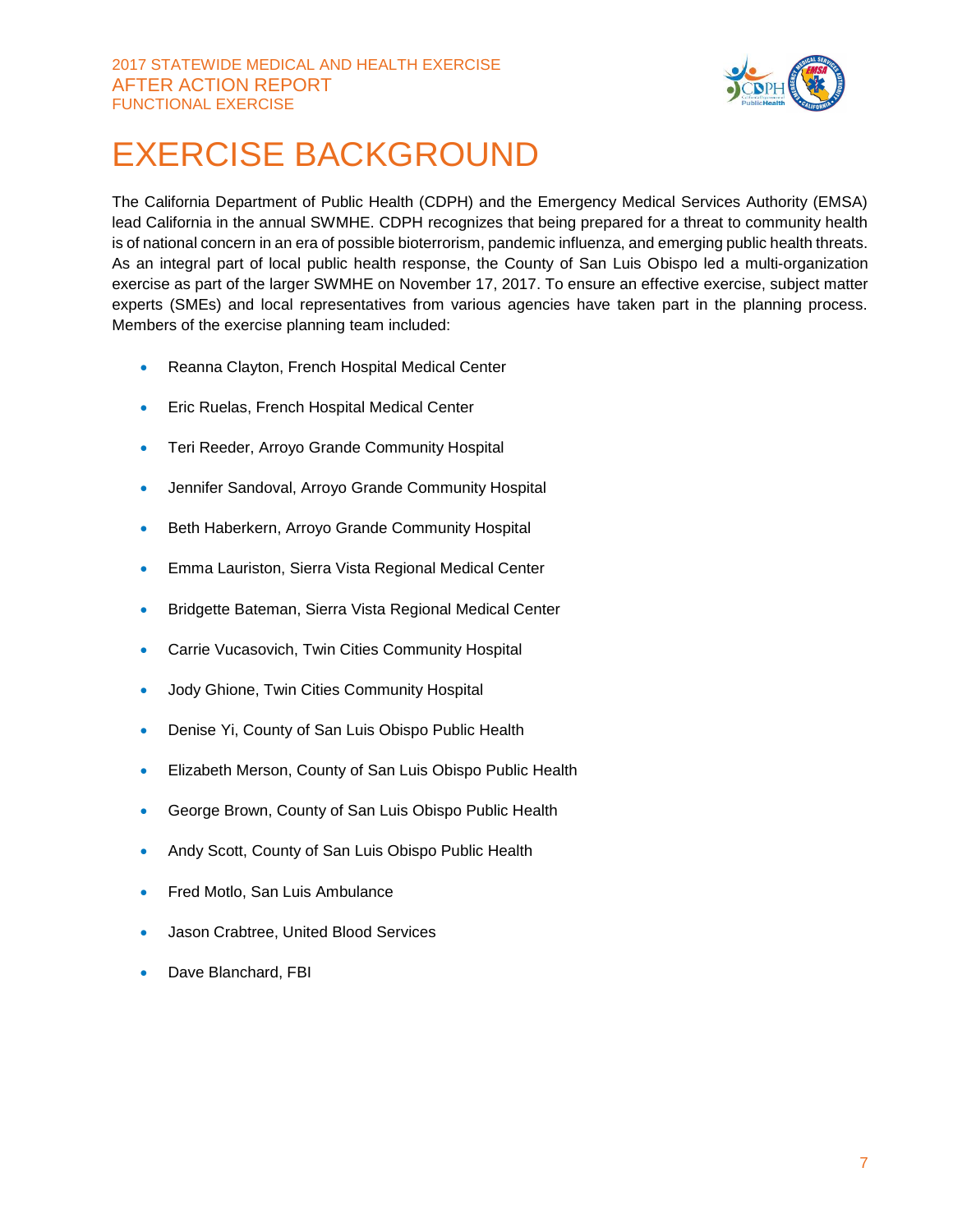# EXERCISE BACKGROUND

The California Department of Public Health (CDPH) and the Emergency Medical Services Authority (EMSA) lead California in the annual SWMHE. CDPH recognizes that being prepared for a threat to community health is of national concern in an era of possible bioterrorism, pandemic influenza, and emerging public health threats. As an integral part of local public health response, the County of San Luis Obispo led a multi-organization exercise as part of the larger SWMHE on November 17, 2017. To ensure an effective exercise, subject matter experts (SMEs) and local representatives from various agencies have taken part in the planning process. Members of the exercise planning team included:

- Reanna Clayton, French Hospital Medical Center
- Eric Ruelas, French Hospital Medical Center
- Teri Reeder, Arroyo Grande Community Hospital
- Jennifer Sandoval, Arroyo Grande Community Hospital
- Beth Haberkern, Arroyo Grande Community Hospital
- Emma Lauriston, Sierra Vista Regional Medical Center
- Bridgette Bateman, Sierra Vista Regional Medical Center
- Carrie Vucasovich, Twin Cities Community Hospital
- Jody Ghione, Twin Cities Community Hospital
- Denise Yi, County of San Luis Obispo Public Health
- Elizabeth Merson, County of San Luis Obispo Public Health
- George Brown, County of San Luis Obispo Public Health
- Andy Scott, County of San Luis Obispo Public Health
- Fred Motlo, San Luis Ambulance
- Jason Crabtree, United Blood Services
- Dave Blanchard, FBI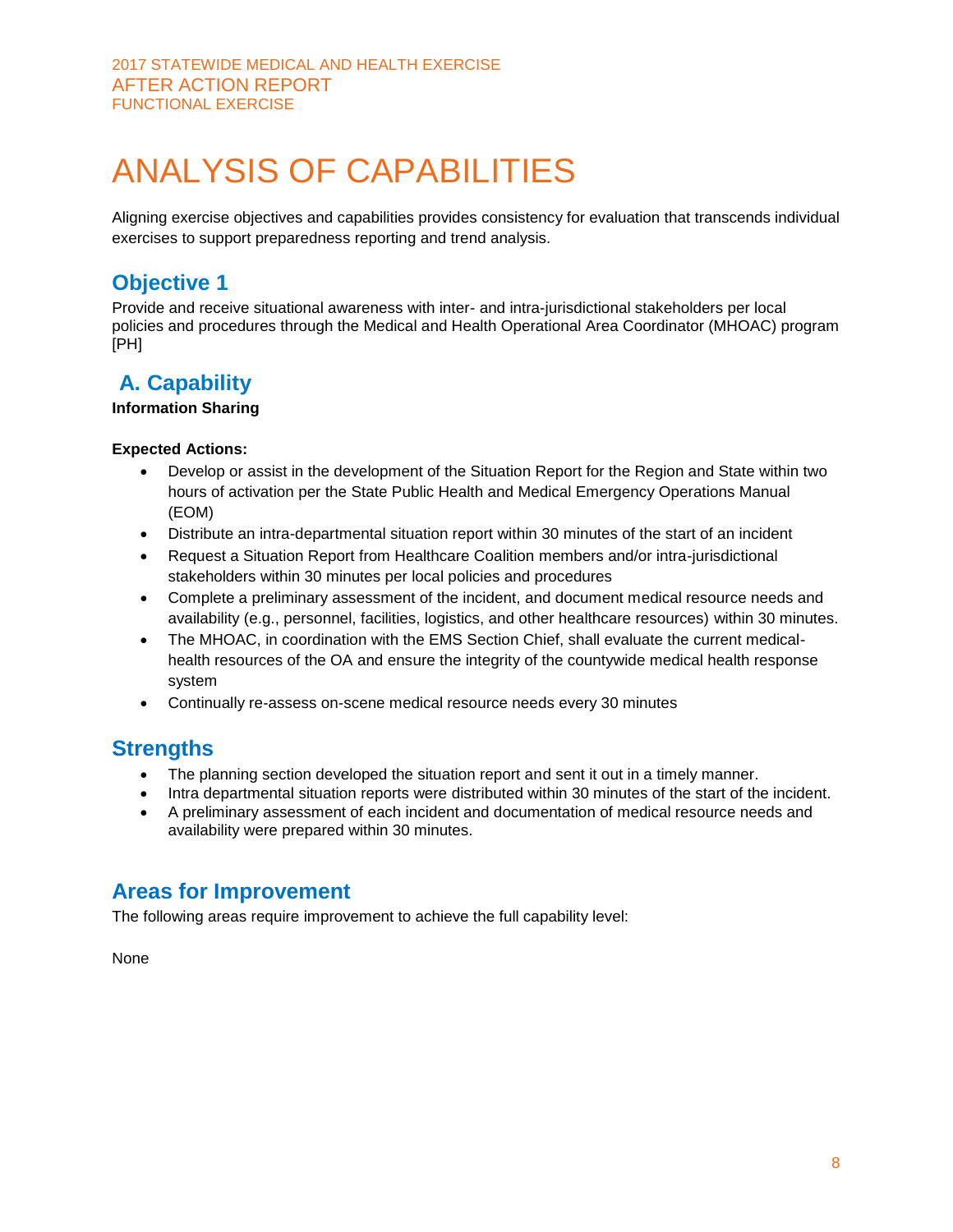# ANALYSIS OF CAPABILITIES

Aligning exercise objectives and capabilities provides consistency for evaluation that transcends individual exercises to support preparedness reporting and trend analysis.

## Objective 1

Provide and receive situational awareness with inter- and intra-jurisdictional stakeholders per local policies and procedures through the Medical and Health Operational Area Coordinator (MHOAC) program [PH]

## A. Capability

**Information Sharing**

**Expected Actions:**

- Develop or assist in the development of the Situation Report for the Region and State within two hours of activation per the State Public Health and Medical Emergency Operations Manual (EOM)
- Distribute an intra-departmental situation report within 30 minutes of the start of an incident
- Request a Situation Report from Healthcare Coalition members and/or intra-jurisdictional stakeholders within 30 minutes per local policies and procedures
- Complete a preliminary assessment of the incident, and document medical resource needs and availability (e.g., personnel, facilities, logistics, and other healthcare resources) within 30 minutes.
- The MHOAC, in coordination with the EMS Section Chief, shall evaluate the current medical-health resources of the OA and ensure the integrity of the countywide medical health response system
- Continually re-assess on-scene medical resource needs every 30 minutes

## Strengths

- The planning section developed the situation report and sent it out in a timely manner.
- Intra departmental situation reports were distributed within 30 minutes of the start of the incident.
- A preliminary assessment of each incident and documentation of medical resource needs and availability were prepared within 30 minutes.

## Areas for Improvement

The following areas require improvement to achieve the full capability level:

None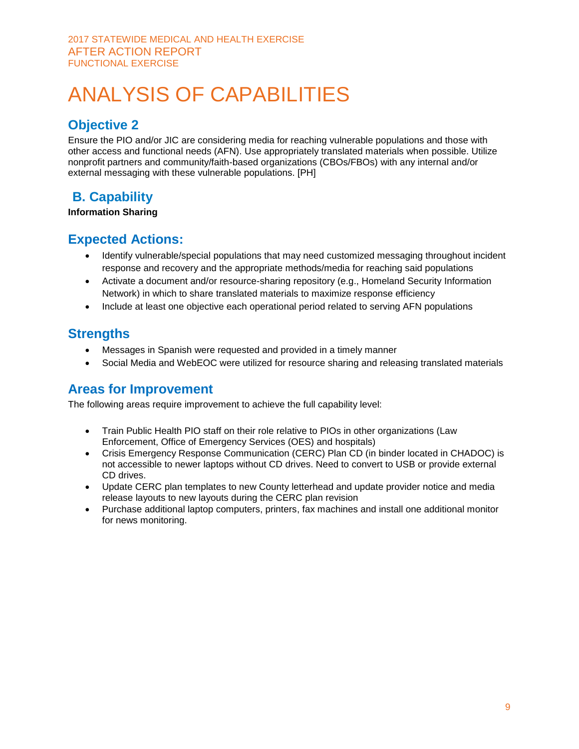# ANALYSIS OF CAPABILITIES

## Objective 2

Ensure the PIO and/or JIC are considering media for reaching vulnerable populations and those with other access and functional needs (AFN). Use appropriately translated materials when possible. Utilize nonprofit partners and community/faith-based organizations (CBOs/FBOs) with any internal and/or external messaging with these vulnerable populations. [PH]

## B. Capability

**Information Sharing**

## Expected Actions:

- Identify vulnerable/special populations that may need customized messaging throughout incident response and recovery and the appropriate methods/media for reaching said populations
- Activate a document and/or resource-sharing repository (e.g., Homeland Security Information Network) in which to share translated materials to maximize response efficiency
- Include at least one objective each operational period related to serving AFN populations

## Strengths

- Messages in Spanish were requested and provided in a timely manner
- Social Media and WebEOC were utilized for resource sharing and releasing translated materials

## Areas for Improvement

The following areas require improvement to achieve the full capability level:

- Train Public Health PIO staff on their role relative to PIOs in other organizations (Law Enforcement, Office of Emergency Services (OES) and hospitals)
- Crisis Emergency Response Communication (CERC) Plan CD (in binder located in CHADOC) is not accessible to newer laptops without CD drives. Need to convert to USB or provide external CD drives.
- Update CERC plan templates to new County letterhead and update provider notice and media release layouts to new layouts during the CERC plan revision
- Purchase additional laptop computers, printers, fax machines and install one additional monitor for news monitoring.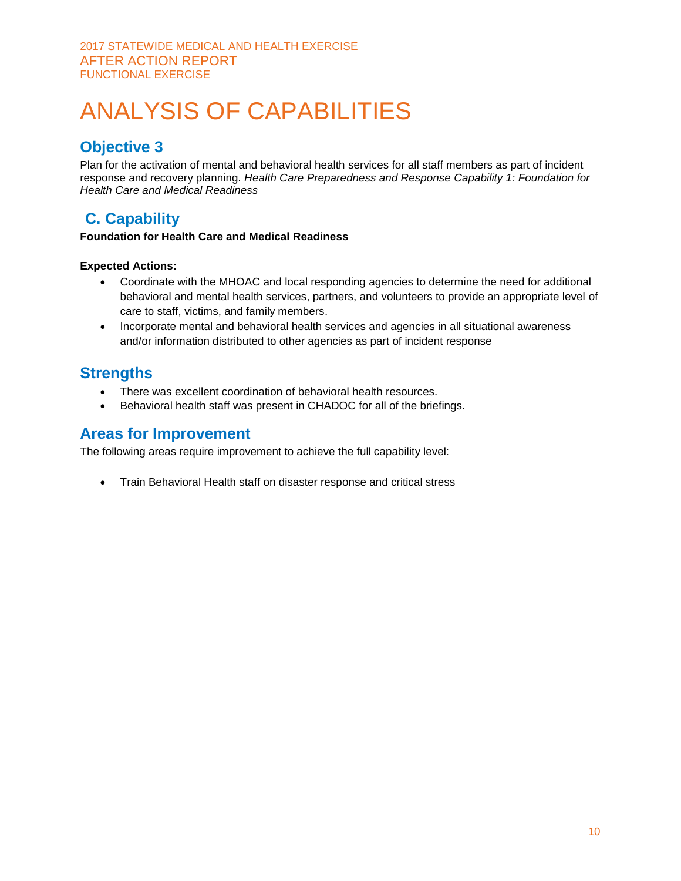# ANALYSIS OF CAPABILITIES

## Objective 3

Plan for the activation of mental and behavioral health services for all staff members as part of incident response and recovery planning. *Health Care Preparedness and Response Capability 1: Foundation for Health Care and Medical Readiness*

## C. Capability

**Foundation for Health Care and Medical Readiness**

**Expected Actions:**

- Coordinate with the MHOAC and local responding agencies to determine the need for additional behavioral and mental health services, partners, and volunteers to provide an appropriate level of care to staff, victims, and family members.
- Incorporate mental and behavioral health services and agencies in all situational awareness and/or information distributed to other agencies as part of incident response

## Strengths

- There was excellent coordination of behavioral health resources.
- Behavioral health staff was present in CHADOC for all of the briefings.

## Areas for Improvement

The following areas require improvement to achieve the full capability level:

- Train Behavioral Health staff on disaster response and critical stress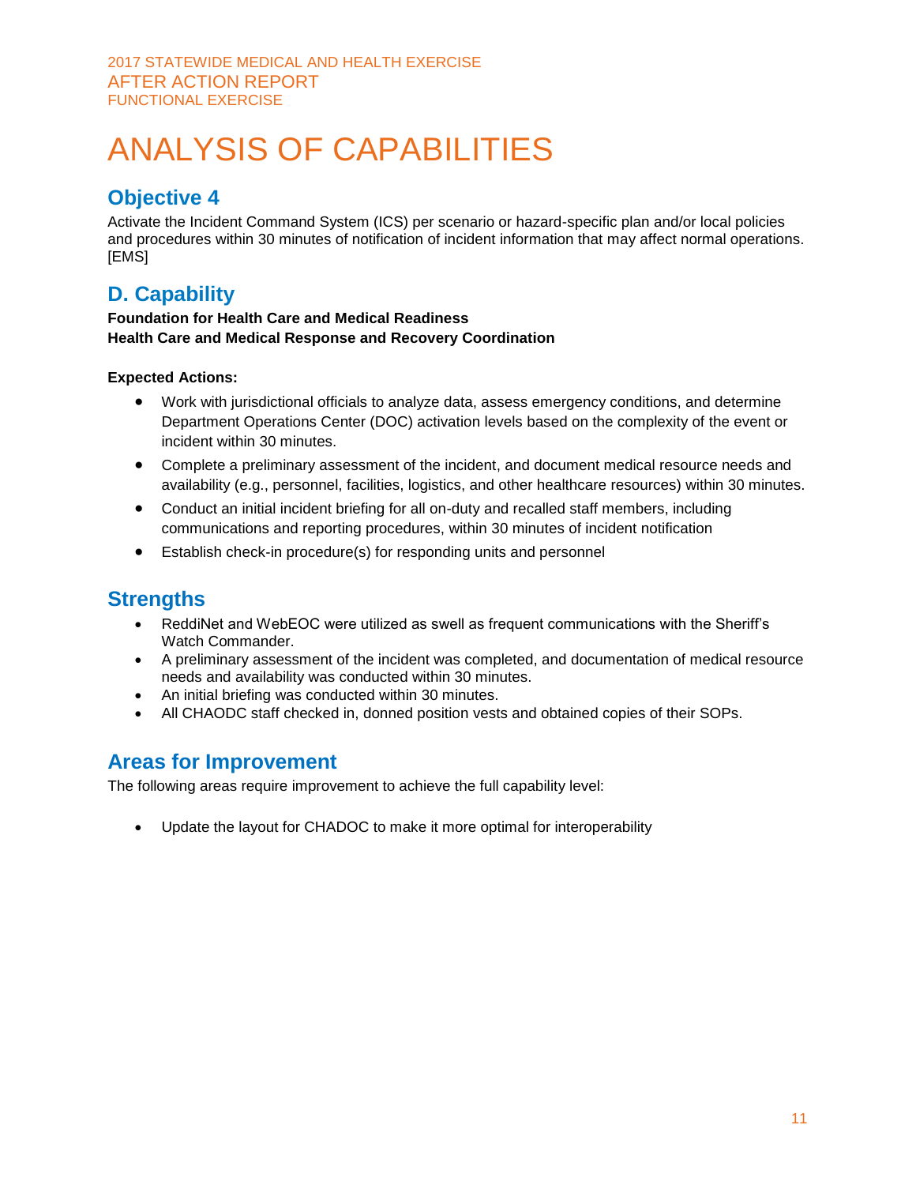# ANALYSIS OF CAPABILITIES

## Objective 4

Activate the Incident Command System (ICS) per scenario or hazard-specific plan and/or local policies and procedures within 30 minutes of notification of incident information that may affect normal operations. [EMS]

## D. Capability

**Foundation for Health Care and Medical Readiness**
**Health Care and Medical Response and Recovery Coordination**

**Expected Actions:**

- Work with jurisdictional officials to analyze data, assess emergency conditions, and determine Department Operations Center (DOC) activation levels based on the complexity of the event or incident within 30 minutes.
- Complete a preliminary assessment of the incident, and document medical resource needs and availability (e.g., personnel, facilities, logistics, and other healthcare resources) within 30 minutes.
- Conduct an initial incident briefing for all on-duty and recalled staff members, including communications and reporting procedures, within 30 minutes of incident notification
- Establish check-in procedure(s) for responding units and personnel

## Strengths

- ReddiNet and WebEOC were utilized as swell as frequent communications with the Sheriff's Watch Commander.
- A preliminary assessment of the incident was completed, and documentation of medical resource needs and availability was conducted within 30 minutes.
- An initial briefing was conducted within 30 minutes.
- All CHAODC staff checked in, donned position vests and obtained copies of their SOPs.

## Areas for Improvement

The following areas require improvement to achieve the full capability level:

- Update the layout for CHADOC to make it more optimal for interoperability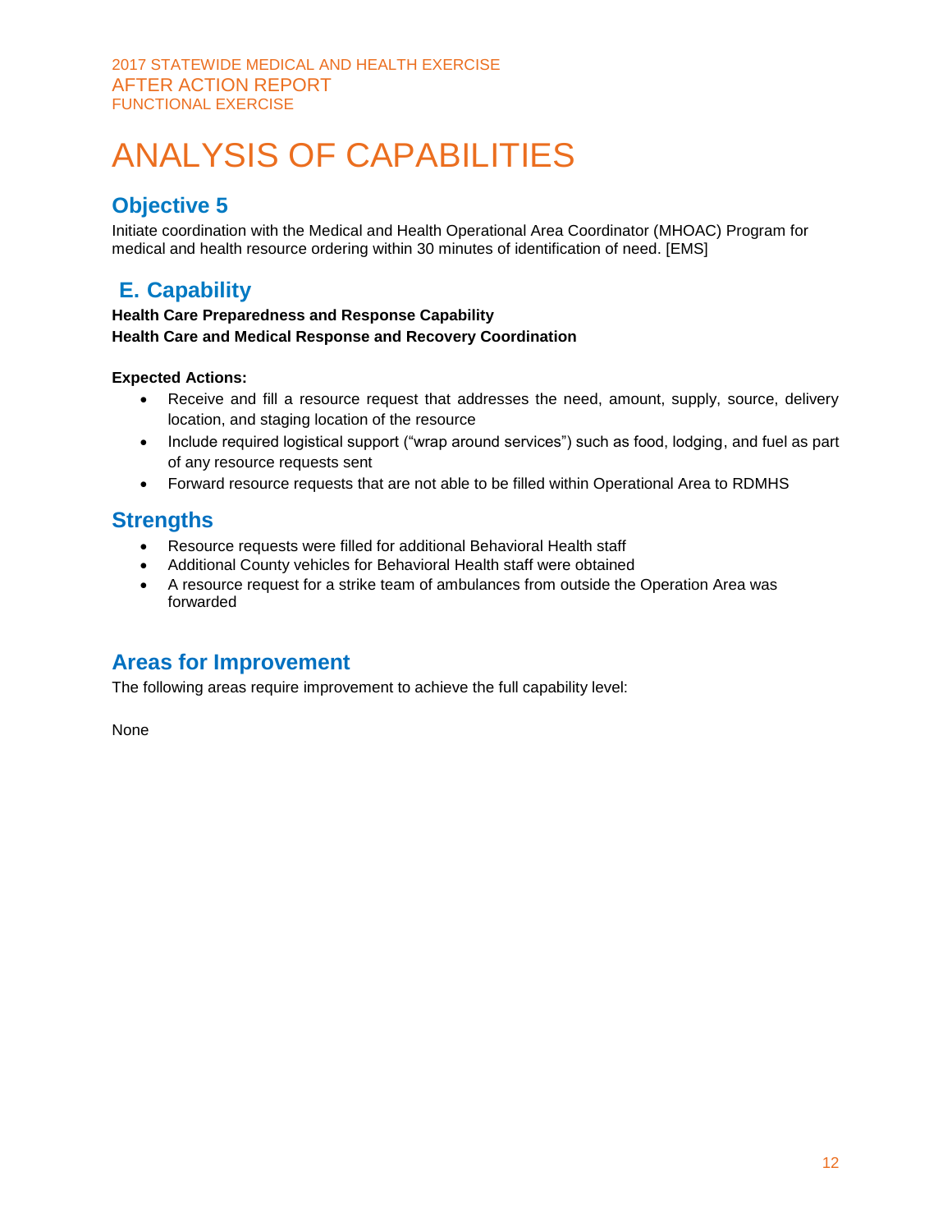# ANALYSIS OF CAPABILITIES

## Objective 5

Initiate coordination with the Medical and Health Operational Area Coordinator (MHOAC) Program for medical and health resource ordering within 30 minutes of identification of need. [EMS]

## E. Capability

**Health Care Preparedness and Response Capability**
**Health Care and Medical Response and Recovery Coordination**

**Expected Actions:**

- Receive and fill a resource request that addresses the need, amount, supply, source, delivery location, and staging location of the resource
- Include required logistical support ("wrap around services") such as food, lodging, and fuel as part of any resource requests sent
- Forward resource requests that are not able to be filled within Operational Area to RDMHS

## Strengths

- Resource requests were filled for additional Behavioral Health staff
- Additional County vehicles for Behavioral Health staff were obtained
- A resource request for a strike team of ambulances from outside the Operation Area was forwarded

## Areas for Improvement

The following areas require improvement to achieve the full capability level:

None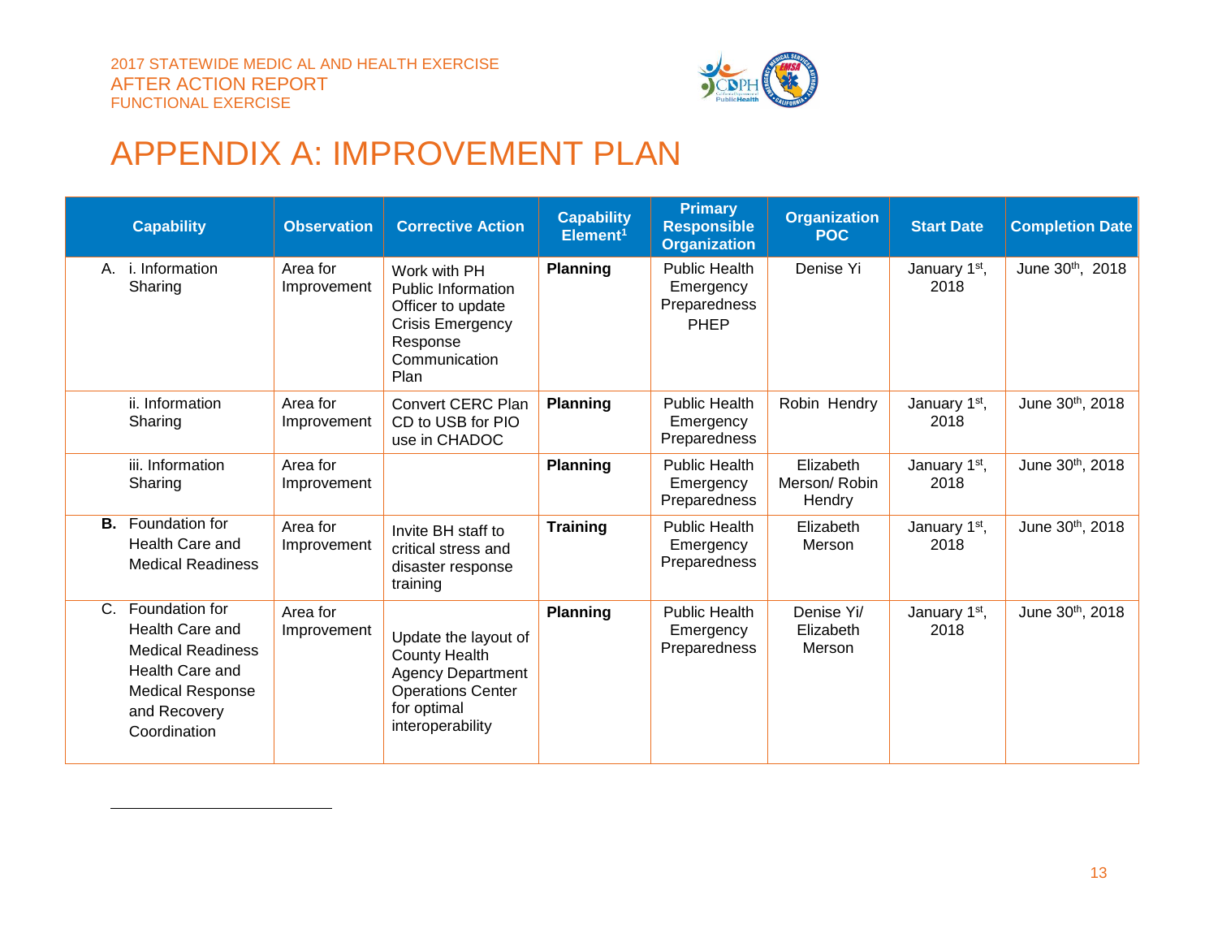# APPENDIX A: IMPROVEMENT PLAN

| Capability | Observation | Corrective Action | Capability Element[1] | Primary Responsible Organization | Organization POC | Start Date | Completion Date |
|---|---|---|---|---|---|---|---|
| A. i. Information Sharing | Area for Improvement | Work with PH Public Information Officer to update Crisis Emergency Response Communication Plan | **Planning** | Public Health Emergency Preparedness PHEP | Denise Yi | January 1st, 2018 | June 30th, 2018 |
| ii. Information Sharing | Area for Improvement | Convert CERC Plan CD to USB for PIO use in CHADOC | **Planning** | Public Health Emergency Preparedness | Robin Hendry | January 1st, 2018 | June 30th, 2018 |
| iii. Information Sharing | Area for Improvement | | **Planning** | Public Health Emergency Preparedness | Elizabeth Merson/ Robin Hendry | January 1st, 2018 | June 30th, 2018 |
| **B.** Foundation for Health Care and Medical Readiness | Area for Improvement | Invite BH staff to critical stress and disaster response training | **Training** | Public Health Emergency Preparedness | Elizabeth Merson | January 1st, 2018 | June 30th, 2018 |
| C. Foundation for Health Care and Medical Readiness Health Care and Medical Response and Recovery Coordination | Area for Improvement | Update the layout of County Health Agency Department Operations Center for optimal interoperability | **Planning** | Public Health Emergency Preparedness | Denise Yi/ Elizabeth Merson | January 1st, 2018 | June 30th, 2018 |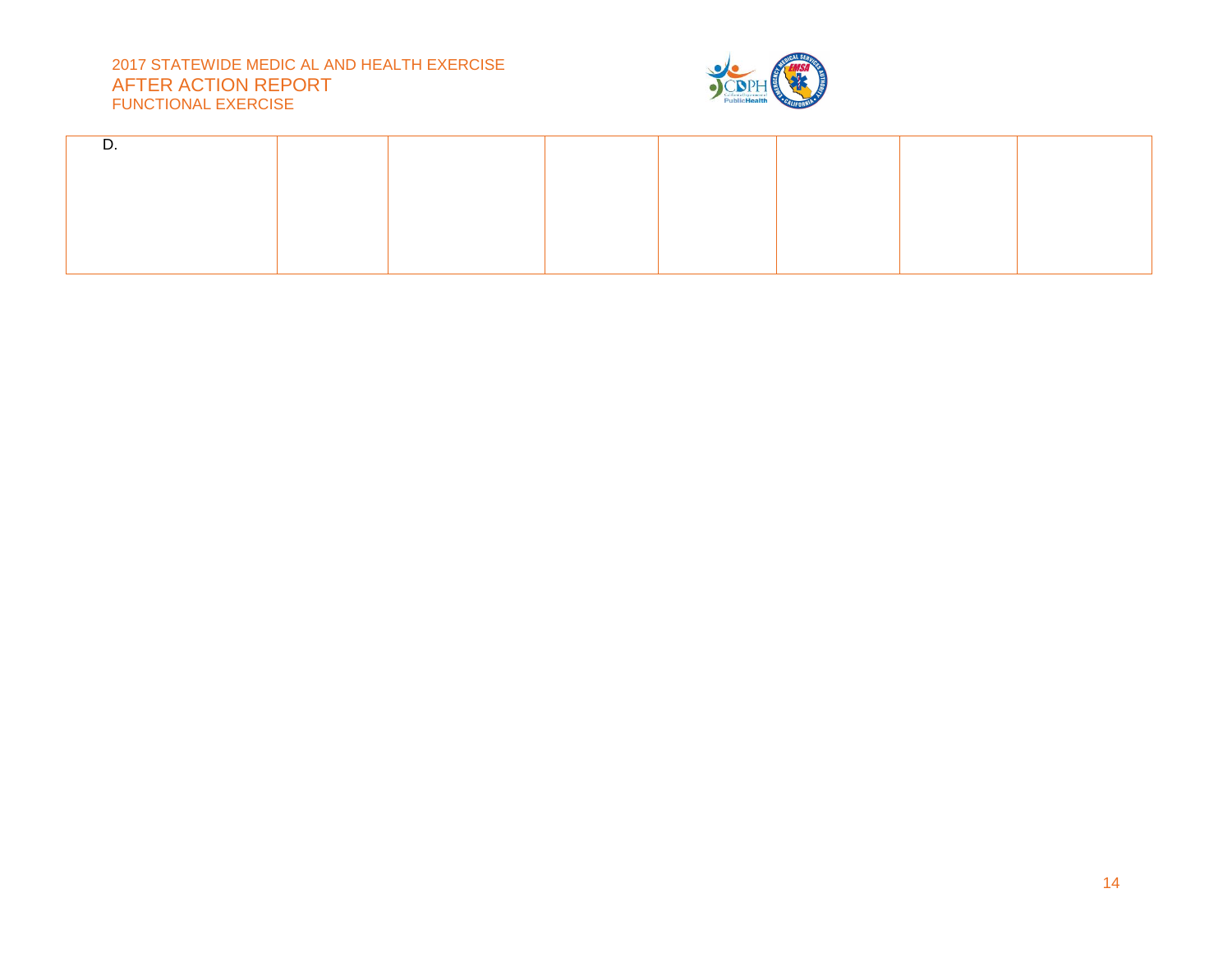| D. | | | | | | | |
|---|---|---|---|---|---|---|---|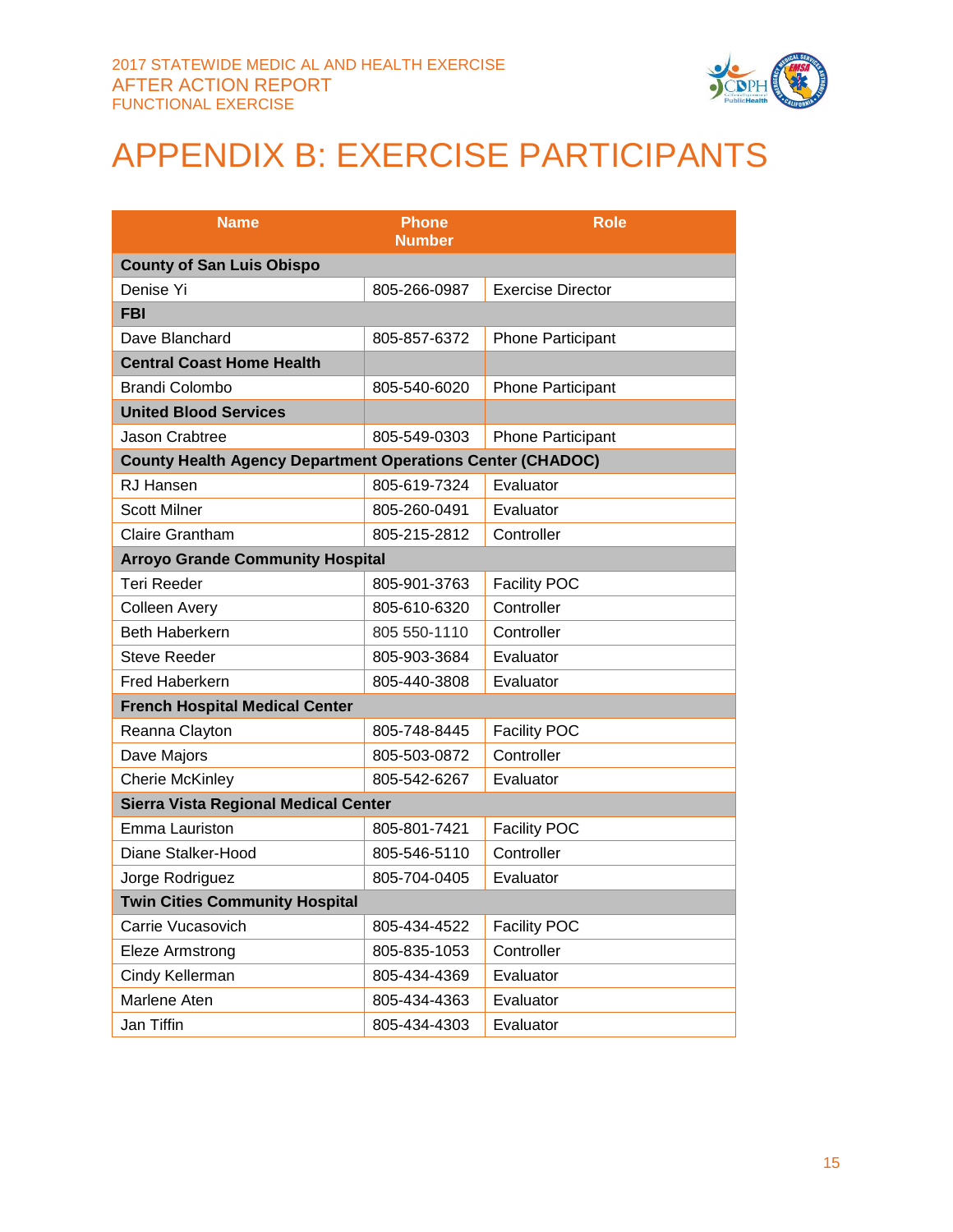# APPENDIX B: EXERCISE PARTICIPANTS

| Name | Phone Number | Role |
|---|---|---|
| **County of San Luis Obispo** | | |
| Denise Yi | 805-266-0987 | Exercise Director |
| **FBI** | | |
| Dave Blanchard | 805-857-6372 | Phone Participant |
| **Central Coast Home Health** | | |
| Brandi Colombo | 805-540-6020 | Phone Participant |
| **United Blood Services** | | |
| Jason Crabtree | 805-549-0303 | Phone Participant |
| **County Health Agency Department Operations Center (CHADOC)** | | |
| RJ Hansen | 805-619-7324 | Evaluator |
| Scott Milner | 805-260-0491 | Evaluator |
| Claire Grantham | 805-215-2812 | Controller |
| **Arroyo Grande Community Hospital** | | |
| Teri Reeder | 805-901-3763 | Facility POC |
| Colleen Avery | 805-610-6320 | Controller |
| Beth Haberkern | 805 550-1110 | Controller |
| Steve Reeder | 805-903-3684 | Evaluator |
| Fred Haberkern | 805-440-3808 | Evaluator |
| **French Hospital Medical Center** | | |
| Reanna Clayton | 805-748-8445 | Facility POC |
| Dave Majors | 805-503-0872 | Controller |
| Cherie McKinley | 805-542-6267 | Evaluator |
| **Sierra Vista Regional Medical Center** | | |
| Emma Lauriston | 805-801-7421 | Facility POC |
| Diane Stalker-Hood | 805-546-5110 | Controller |
| Jorge Rodriguez | 805-704-0405 | Evaluator |
| **Twin Cities Community Hospital** | | |
| Carrie Vucasovich | 805-434-4522 | Facility POC |
| Eleze Armstrong | 805-835-1053 | Controller |
| Cindy Kellerman | 805-434-4369 | Evaluator |
| Marlene Aten | 805-434-4363 | Evaluator |
| Jan Tiffin | 805-434-4303 | Evaluator |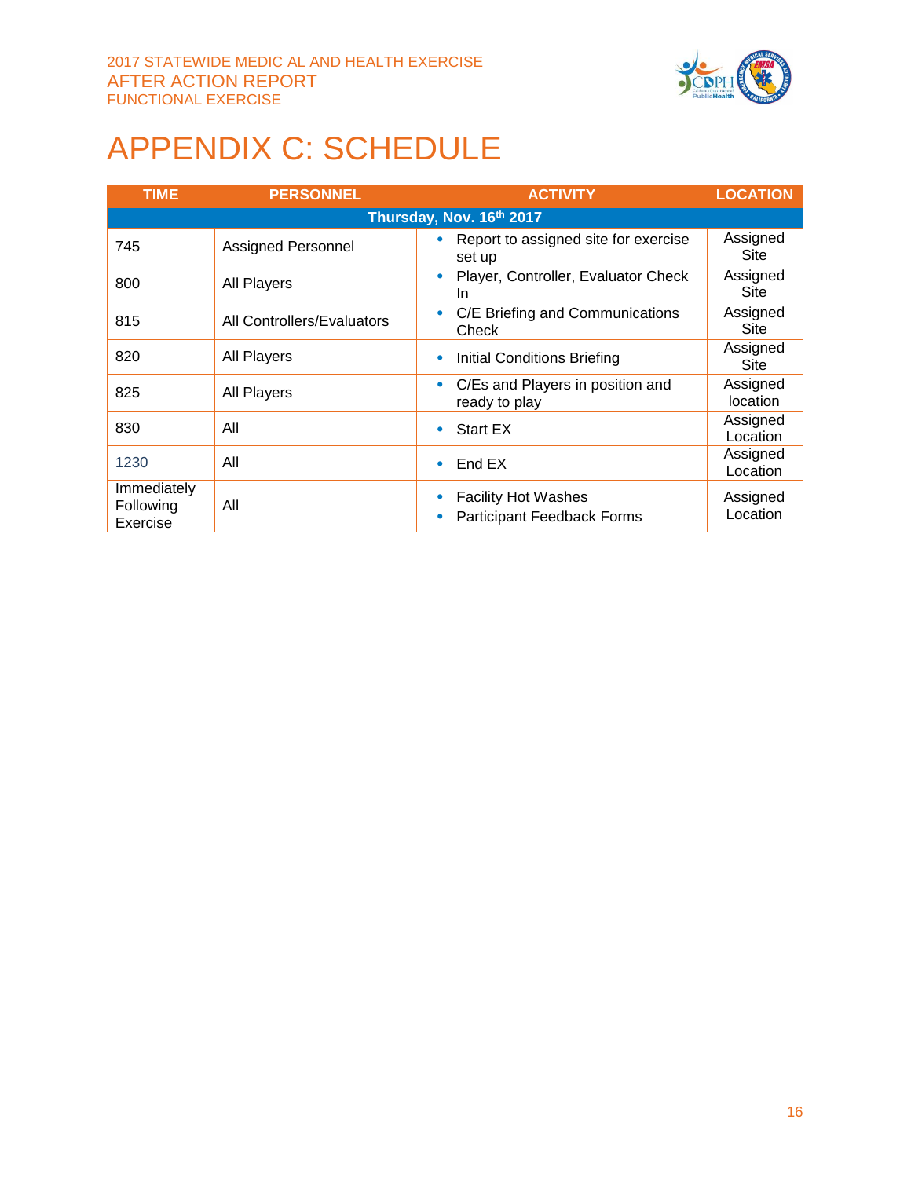# APPENDIX C: SCHEDULE

| TIME | PERSONNEL | ACTIVITY | LOCATION |
|---|---|---|---|
| **Thursday, Nov. 16th 2017** | | | |
| 745 | Assigned Personnel | • Report to assigned site for exercise set up | Assigned Site |
| 800 | All Players | • Player, Controller, Evaluator Check In | Assigned Site |
| 815 | All Controllers/Evaluators | • C/E Briefing and Communications Check | Assigned Site |
| 820 | All Players | • Initial Conditions Briefing | Assigned Site |
| 825 | All Players | • C/Es and Players in position and ready to play | Assigned location |
| 830 | All | • Start EX | Assigned Location |
| 1230 | All | • End EX | Assigned Location |
| Immediately Following Exercise | All | • Facility Hot Washes<br>• Participant Feedback Forms | Assigned Location |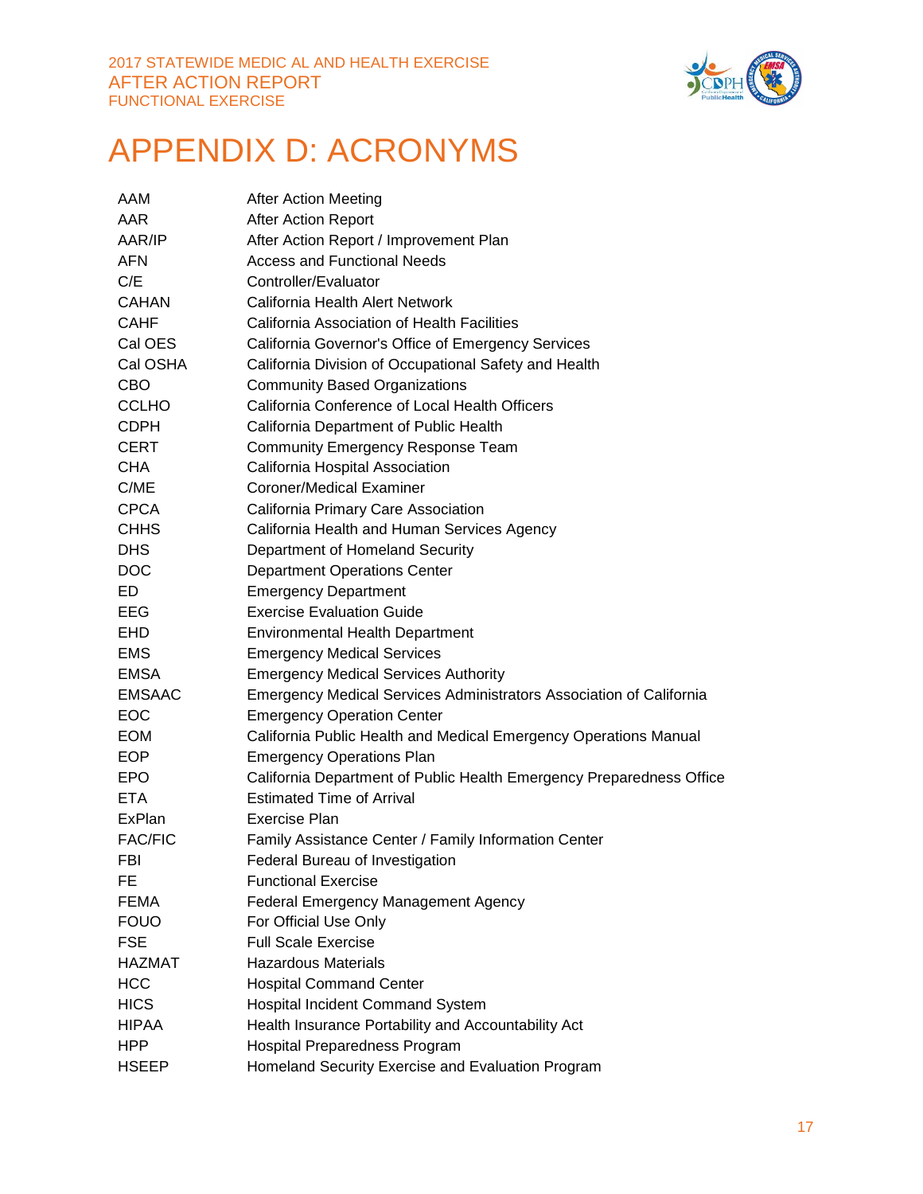# APPENDIX D: ACRONYMS

| | |
|---|---|
| AAM | After Action Meeting |
| AAR | After Action Report |
| AAR/IP | After Action Report / Improvement Plan |
| AFN | Access and Functional Needs |
| C/E | Controller/Evaluator |
| CAHAN | California Health Alert Network |
| CAHF | California Association of Health Facilities |
| Cal OES | California Governor's Office of Emergency Services |
| Cal OSHA | California Division of Occupational Safety and Health |
| CBO | Community Based Organizations |
| CCLHO | California Conference of Local Health Officers |
| CDPH | California Department of Public Health |
| CERT | Community Emergency Response Team |
| CHA | California Hospital Association |
| C/ME | Coroner/Medical Examiner |
| CPCA | California Primary Care Association |
| CHHS | California Health and Human Services Agency |
| DHS | Department of Homeland Security |
| DOC | Department Operations Center |
| ED | Emergency Department |
| EEG | Exercise Evaluation Guide |
| EHD | Environmental Health Department |
| EMS | Emergency Medical Services |
| EMSA | Emergency Medical Services Authority |
| EMSAAC | Emergency Medical Services Administrators Association of California |
| EOC | Emergency Operation Center |
| EOM | California Public Health and Medical Emergency Operations Manual |
| EOP | Emergency Operations Plan |
| EPO | California Department of Public Health Emergency Preparedness Office |
| ETA | Estimated Time of Arrival |
| ExPlan | Exercise Plan |
| FAC/FIC | Family Assistance Center / Family Information Center |
| FBI | Federal Bureau of Investigation |
| FE | Functional Exercise |
| FEMA | Federal Emergency Management Agency |
| FOUO | For Official Use Only |
| FSE | Full Scale Exercise |
| HAZMAT | Hazardous Materials |
| HCC | Hospital Command Center |
| HICS | Hospital Incident Command System |
| HIPAA | Health Insurance Portability and Accountability Act |
| HPP | Hospital Preparedness Program |
| HSEEP | Homeland Security Exercise and Evaluation Program |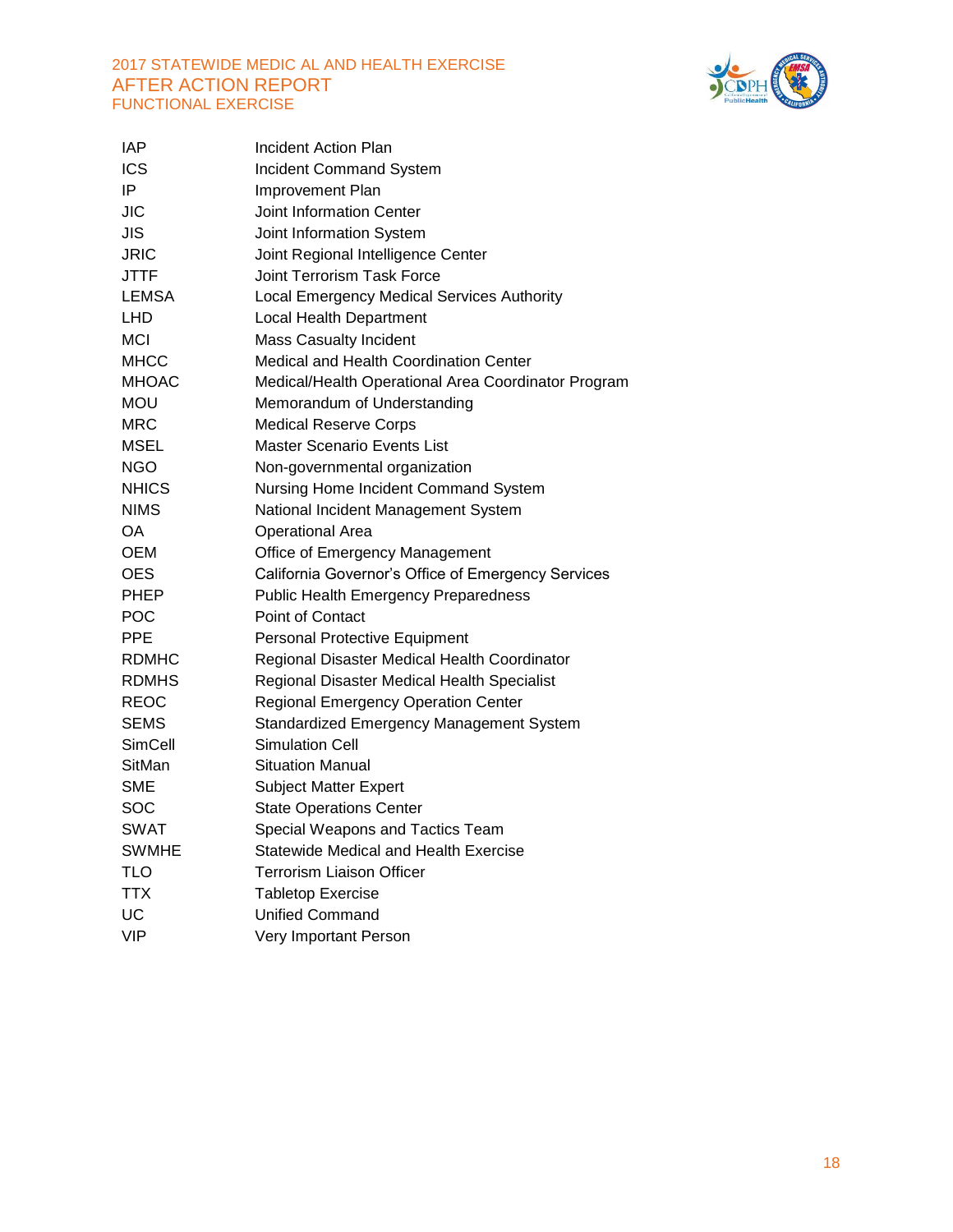| | |
|---|---|
| IAP | Incident Action Plan |
| ICS | Incident Command System |
| IP | Improvement Plan |
| JIC | Joint Information Center |
| JIS | Joint Information System |
| JRIC | Joint Regional Intelligence Center |
| JTTF | Joint Terrorism Task Force |
| LEMSA | Local Emergency Medical Services Authority |
| LHD | Local Health Department |
| MCI | Mass Casualty Incident |
| MHCC | Medical and Health Coordination Center |
| MHOAC | Medical/Health Operational Area Coordinator Program |
| MOU | Memorandum of Understanding |
| MRC | Medical Reserve Corps |
| MSEL | Master Scenario Events List |
| NGO | Non-governmental organization |
| NHICS | Nursing Home Incident Command System |
| NIMS | National Incident Management System |
| OA | Operational Area |
| OEM | Office of Emergency Management |
| OES | California Governor's Office of Emergency Services |
| PHEP | Public Health Emergency Preparedness |
| POC | Point of Contact |
| PPE | Personal Protective Equipment |
| RDMHC | Regional Disaster Medical Health Coordinator |
| RDMHS | Regional Disaster Medical Health Specialist |
| REOC | Regional Emergency Operation Center |
| SEMS | Standardized Emergency Management System |
| SimCell | Simulation Cell |
| SitMan | Situation Manual |
| SME | Subject Matter Expert |
| SOC | State Operations Center |
| SWAT | Special Weapons and Tactics Team |
| SWMHE | Statewide Medical and Health Exercise |
| TLO | Terrorism Liaison Officer |
| TTX | Tabletop Exercise |
| UC | Unified Command |
| VIP | Very Important Person |